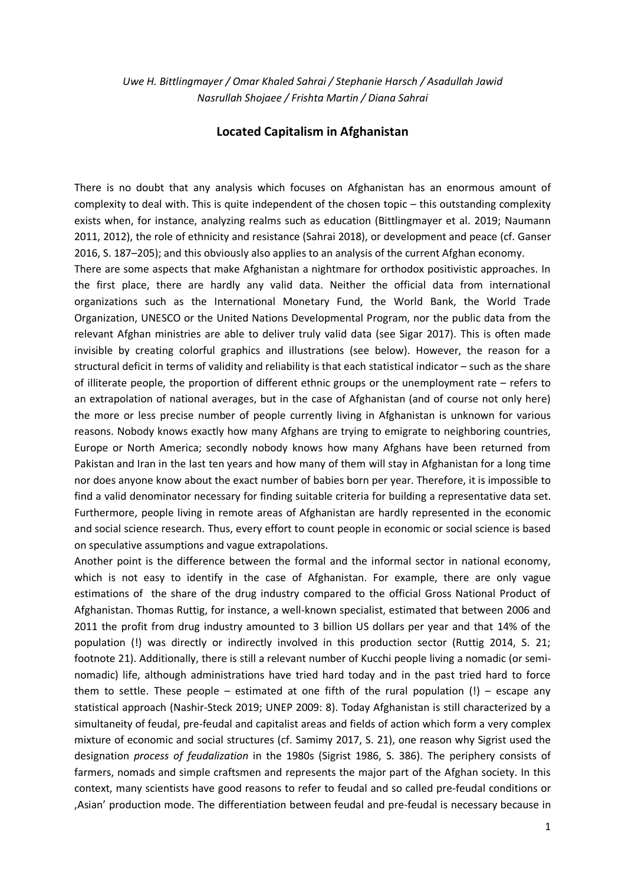*Uwe H. Bittlingmayer / Omar Khaled Sahrai / Stephanie Harsch / Asadullah Jawid Nasrullah Shojaee / Frishta Martin / Diana Sahrai*

# Located Capitalism in Afghanistan

There is no doubt that any analysis which focuses on Afghanistan has an enormous amount of complexity to deal with. This is quite independent of the chosen topic – this outstanding complexity exists when, for instance, analyzing realms such as education (Bittlingmayer et al. 2019; Naumann 2011, 2012), the role of ethnicity and resistance (Sahrai 2018), or development and peace (cf. Ganser 2016, S. 187–205); and this obviously also applies to an analysis of the current Afghan economy.

There are some aspects that make Afghanistan a nightmare for orthodox positivistic approaches. In the first place, there are hardly any valid data. Neither the official data from international organizations such as the International Monetary Fund, the World Bank, the World Trade Organization, UNESCO or the United Nations Developmental Program, nor the public data from the relevant Afghan ministries are able to deliver truly valid data (see Sigar 2017). This is often made invisible by creating colorful graphics and illustrations (see below). However, the reason for a structural deficit in terms of validity and reliability is that each statistical indicator – such as the share of illiterate people, the proportion of different ethnic groups or the unemployment rate – refers to an extrapolation of national averages, but in the case of Afghanistan (and of course not only here) the more or less precise number of people currently living in Afghanistan is unknown for various reasons. Nobody knows exactly how many Afghans are trying to emigrate to neighboring countries, Europe or North America; secondly nobody knows how many Afghans have been returned from Pakistan and Iran in the last ten years and how many of them will stay in Afghanistan for a long time nor does anyone know about the exact number of babies born per year. Therefore, it is impossible to find a valid denominator necessary for finding suitable criteria for building a representative data set. Furthermore, people living in remote areas of Afghanistan are hardly represented in the economic and social science research. Thus, every effort to count people in economic or social science is based on speculative assumptions and vague extrapolations.

Another point is the difference between the formal and the informal sector in national economy, which is not easy to identify in the case of Afghanistan. For example, there are only vague estimations of the share of the drug industry compared to the official Gross National Product of Afghanistan. Thomas Ruttig, for instance, a well-known specialist, estimated that between 2006 and 2011 the profit from drug industry amounted to 3 billion US dollars per year and that 14% of the population (!) was directly or indirectly involved in this production sector (Ruttig 2014, S. 21; footnote 21). Additionally, there is still a relevant number of Kucchi people living a nomadic (or semi-nomadic) life, although administrations have tried hard today and in the past tried hard to force them to settle. These people – estimated at one fifth of the rural population (!) – escape any statistical approach (Nashir-Steck 2019; UNEP 2009: 8). Today Afghanistan is still characterized by a simultaneity of feudal, pre-feudal and capitalist areas and fields of action which form a very complex mixture of economic and social structures (cf. Samimy 2017, S. 21), one reason why Sigrist used the designation *process of feudalization* in the 1980s (Sigrist 1986, S. 386). The periphery consists of farmers, nomads and simple craftsmen and represents the major part of the Afghan society. In this context, many scientists have good reasons to refer to feudal and so called pre-feudal conditions or ‚Asian' production mode. The differentiation between feudal and pre-feudal is necessary because in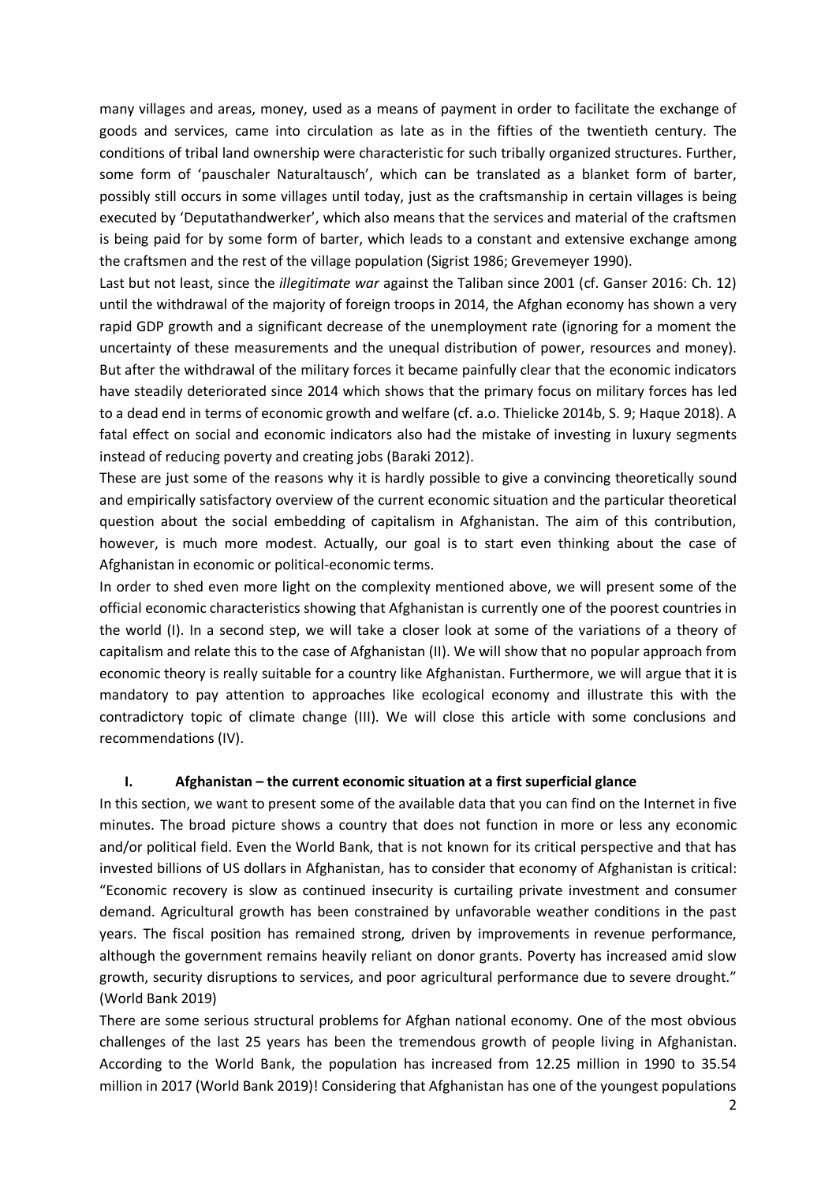many villages and areas, money, used as a means of payment in order to facilitate the exchange of goods and services, came into circulation as late as in the fifties of the twentieth century. The conditions of tribal land ownership were characteristic for such tribally organized structures. Further, some form of 'pauschaler Naturaltausch', which can be translated as a blanket form of barter, possibly still occurs in some villages until today, just as the craftsmanship in certain villages is being executed by 'Deputathandwerker', which also means that the services and material of the craftsmen is being paid for by some form of barter, which leads to a constant and extensive exchange among the craftsmen and the rest of the village population (Sigrist 1986; Grevemeyer 1990).

Last but not least, since the *illegitimate war* against the Taliban since 2001 (cf. Ganser 2016: Ch. 12) until the withdrawal of the majority of foreign troops in 2014, the Afghan economy has shown a very rapid GDP growth and a significant decrease of the unemployment rate (ignoring for a moment the uncertainty of these measurements and the unequal distribution of power, resources and money). But after the withdrawal of the military forces it became painfully clear that the economic indicators have steadily deteriorated since 2014 which shows that the primary focus on military forces has led to a dead end in terms of economic growth and welfare (cf. a.o. Thielicke 2014b, S. 9; Haque 2018). A fatal effect on social and economic indicators also had the mistake of investing in luxury segments instead of reducing poverty and creating jobs (Baraki 2012).

These are just some of the reasons why it is hardly possible to give a convincing theoretically sound and empirically satisfactory overview of the current economic situation and the particular theoretical question about the social embedding of capitalism in Afghanistan. The aim of this contribution, however, is much more modest. Actually, our goal is to start even thinking about the case of Afghanistan in economic or political-economic terms.

In order to shed even more light on the complexity mentioned above, we will present some of the official economic characteristics showing that Afghanistan is currently one of the poorest countries in the world (I). In a second step, we will take a closer look at some of the variations of a theory of capitalism and relate this to the case of Afghanistan (II). We will show that no popular approach from economic theory is really suitable for a country like Afghanistan. Furthermore, we will argue that it is mandatory to pay attention to approaches like ecological economy and illustrate this with the contradictory topic of climate change (III). We will close this article with some conclusions and recommendations (IV).

## I. Afghanistan – the current economic situation at a first superficial glance

In this section, we want to present some of the available data that you can find on the Internet in five minutes. The broad picture shows a country that does not function in more or less any economic and/or political field. Even the World Bank, that is not known for its critical perspective and that has invested billions of US dollars in Afghanistan, has to consider that economy of Afghanistan is critical: "Economic recovery is slow as continued insecurity is curtailing private investment and consumer demand. Agricultural growth has been constrained by unfavorable weather conditions in the past years. The fiscal position has remained strong, driven by improvements in revenue performance, although the government remains heavily reliant on donor grants. Poverty has increased amid slow growth, security disruptions to services, and poor agricultural performance due to severe drought." (World Bank 2019)

There are some serious structural problems for Afghan national economy. One of the most obvious challenges of the last 25 years has been the tremendous growth of people living in Afghanistan. According to the World Bank, the population has increased from 12.25 million in 1990 to 35.54 million in 2017 (World Bank 2019)! Considering that Afghanistan has one of the youngest populations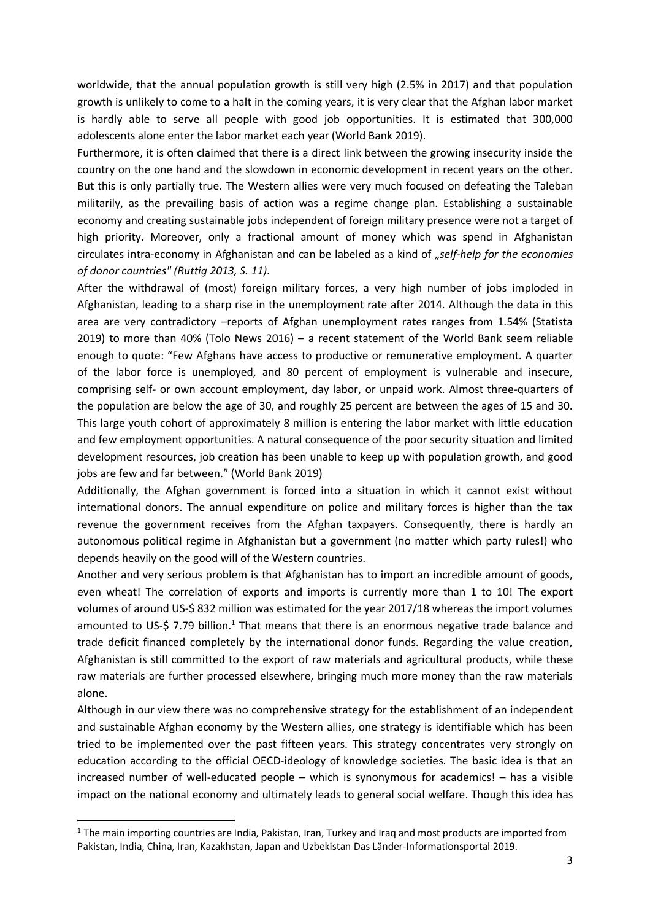worldwide, that the annual population growth is still very high (2.5% in 2017) and that population growth is unlikely to come to a halt in the coming years, it is very clear that the Afghan labor market is hardly able to serve all people with good job opportunities. It is estimated that 300,000 adolescents alone enter the labor market each year (World Bank 2019).

Furthermore, it is often claimed that there is a direct link between the growing insecurity inside the country on the one hand and the slowdown in economic development in recent years on the other. But this is only partially true. The Western allies were very much focused on defeating the Taleban militarily, as the prevailing basis of action was a regime change plan. Establishing a sustainable economy and creating sustainable jobs independent of foreign military presence were not a target of high priority. Moreover, only a fractional amount of money which was spend in Afghanistan circulates intra-economy in Afghanistan and can be labeled as a kind of *„self-help for the economies of donor countries" (Ruttig 2013, S. 11)*.

After the withdrawal of (most) foreign military forces, a very high number of jobs imploded in Afghanistan, leading to a sharp rise in the unemployment rate after 2014. Although the data in this area are very contradictory –reports of Afghan unemployment rates ranges from 1.54% (Statista 2019) to more than 40% (Tolo News 2016) – a recent statement of the World Bank seem reliable enough to quote: "Few Afghans have access to productive or remunerative employment. A quarter of the labor force is unemployed, and 80 percent of employment is vulnerable and insecure, comprising self- or own account employment, day labor, or unpaid work. Almost three-quarters of the population are below the age of 30, and roughly 25 percent are between the ages of 15 and 30. This large youth cohort of approximately 8 million is entering the labor market with little education and few employment opportunities. A natural consequence of the poor security situation and limited development resources, job creation has been unable to keep up with population growth, and good jobs are few and far between." (World Bank 2019)

Additionally, the Afghan government is forced into a situation in which it cannot exist without international donors. The annual expenditure on police and military forces is higher than the tax revenue the government receives from the Afghan taxpayers. Consequently, there is hardly an autonomous political regime in Afghanistan but a government (no matter which party rules!) who depends heavily on the good will of the Western countries.

Another and very serious problem is that Afghanistan has to import an incredible amount of goods, even wheat! The correlation of exports and imports is currently more than 1 to 10! The export volumes of around US-$ 832 million was estimated for the year 2017/18 whereas the import volumes amounted to US-$ 7.79 billion.[1] That means that there is an enormous negative trade balance and trade deficit financed completely by the international donor funds. Regarding the value creation, Afghanistan is still committed to the export of raw materials and agricultural products, while these raw materials are further processed elsewhere, bringing much more money than the raw materials alone.

Although in our view there was no comprehensive strategy for the establishment of an independent and sustainable Afghan economy by the Western allies, one strategy is identifiable which has been tried to be implemented over the past fifteen years. This strategy concentrates very strongly on education according to the official OECD-ideology of knowledge societies. The basic idea is that an increased number of well-educated people – which is synonymous for academics! – has a visible impact on the national economy and ultimately leads to general social welfare. Though this idea has

---

[1] The main importing countries are India, Pakistan, Iran, Turkey and Iraq and most products are imported from Pakistan, India, China, Iran, Kazakhstan, Japan and Uzbekistan Das Länder-Informationsportal 2019.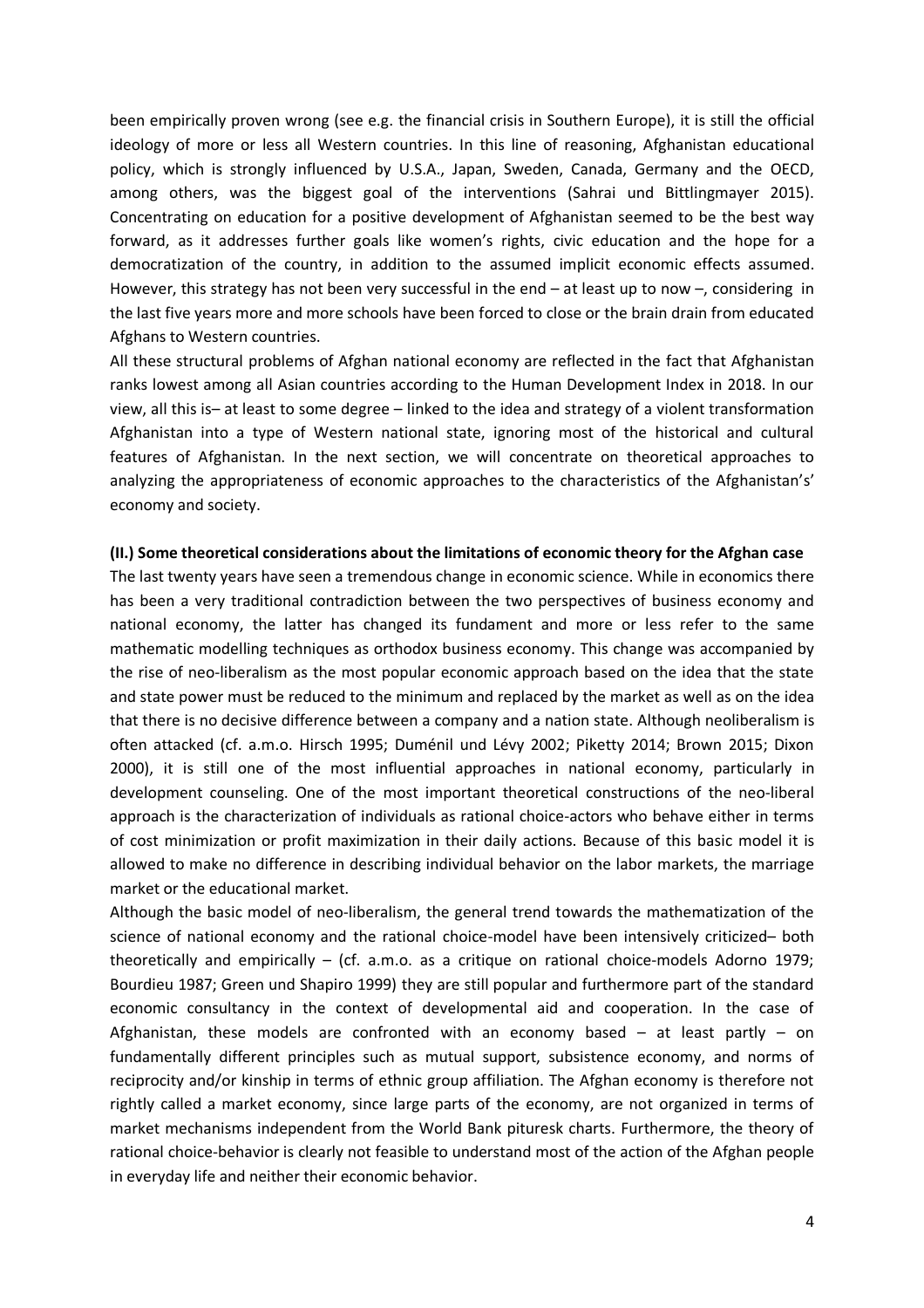been empirically proven wrong (see e.g. the financial crisis in Southern Europe), it is still the official ideology of more or less all Western countries. In this line of reasoning, Afghanistan educational policy, which is strongly influenced by U.S.A., Japan, Sweden, Canada, Germany and the OECD, among others, was the biggest goal of the interventions (Sahrai und Bittlingmayer 2015). Concentrating on education for a positive development of Afghanistan seemed to be the best way forward, as it addresses further goals like women's rights, civic education and the hope for a democratization of the country, in addition to the assumed implicit economic effects assumed. However, this strategy has not been very successful in the end – at least up to now –, considering in the last five years more and more schools have been forced to close or the brain drain from educated Afghans to Western countries.

All these structural problems of Afghan national economy are reflected in the fact that Afghanistan ranks lowest among all Asian countries according to the Human Development Index in 2018. In our view, all this is– at least to some degree – linked to the idea and strategy of a violent transformation Afghanistan into a type of Western national state, ignoring most of the historical and cultural features of Afghanistan. In the next section, we will concentrate on theoretical approaches to analyzing the appropriateness of economic approaches to the characteristics of the Afghanistan's' economy and society.

**(II.) Some theoretical considerations about the limitations of economic theory for the Afghan case**

The last twenty years have seen a tremendous change in economic science. While in economics there has been a very traditional contradiction between the two perspectives of business economy and national economy, the latter has changed its fundament and more or less refer to the same mathematic modelling techniques as orthodox business economy. This change was accompanied by the rise of neo-liberalism as the most popular economic approach based on the idea that the state and state power must be reduced to the minimum and replaced by the market as well as on the idea that there is no decisive difference between a company and a nation state. Although neoliberalism is often attacked (cf. a.m.o. Hirsch 1995; Duménil und Lévy 2002; Piketty 2014; Brown 2015; Dixon 2000), it is still one of the most influential approaches in national economy, particularly in development counseling. One of the most important theoretical constructions of the neo-liberal approach is the characterization of individuals as rational choice-actors who behave either in terms of cost minimization or profit maximization in their daily actions. Because of this basic model it is allowed to make no difference in describing individual behavior on the labor markets, the marriage market or the educational market.

Although the basic model of neo-liberalism, the general trend towards the mathematization of the science of national economy and the rational choice-model have been intensively criticized– both theoretically and empirically – (cf. a.m.o. as a critique on rational choice-models Adorno 1979; Bourdieu 1987; Green und Shapiro 1999) they are still popular and furthermore part of the standard economic consultancy in the context of developmental aid and cooperation. In the case of Afghanistan, these models are confronted with an economy based – at least partly – on fundamentally different principles such as mutual support, subsistence economy, and norms of reciprocity and/or kinship in terms of ethnic group affiliation. The Afghan economy is therefore not rightly called a market economy, since large parts of the economy, are not organized in terms of market mechanisms independent from the World Bank pituresk charts. Furthermore, the theory of rational choice-behavior is clearly not feasible to understand most of the action of the Afghan people in everyday life and neither their economic behavior.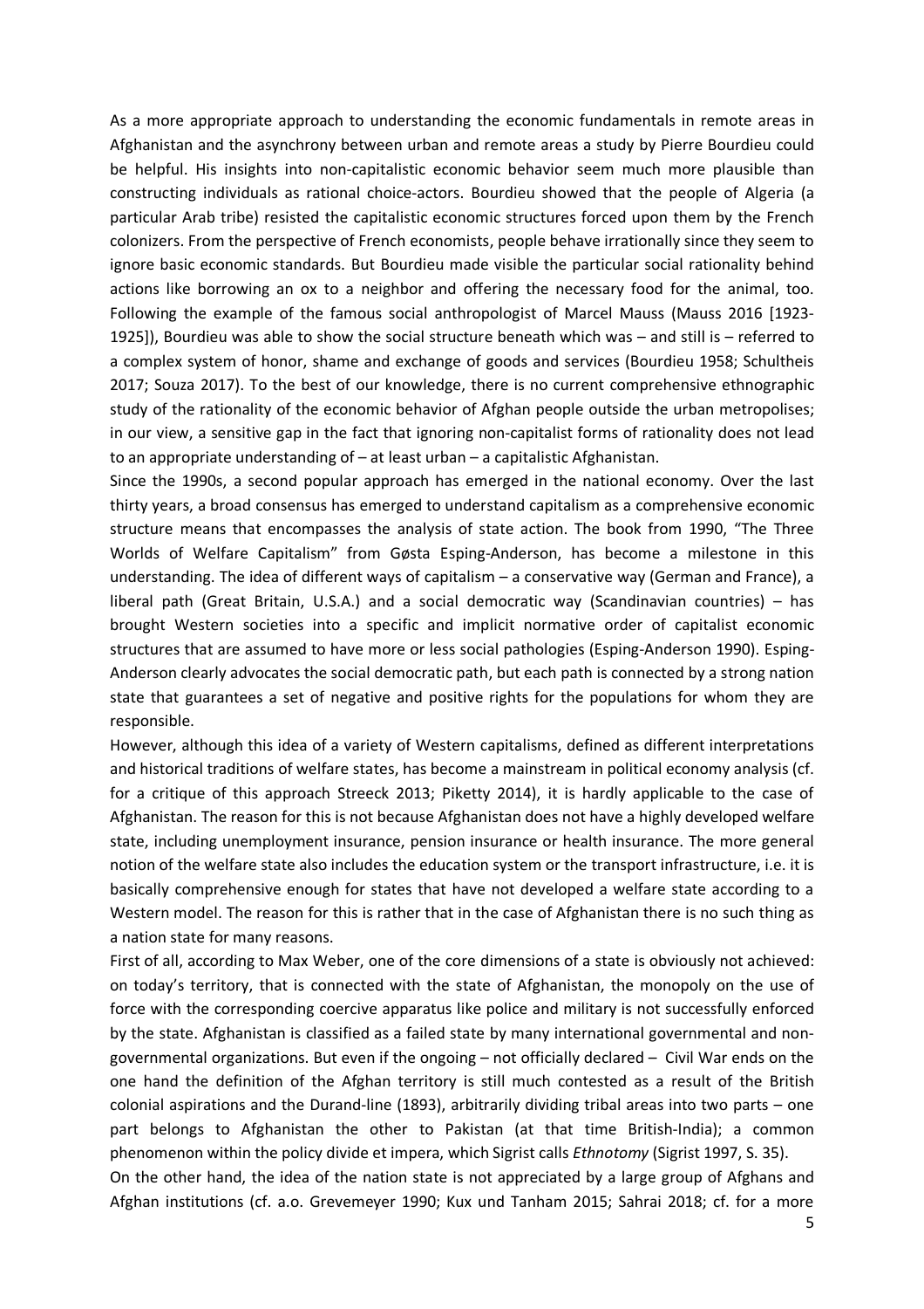As a more appropriate approach to understanding the economic fundamentals in remote areas in Afghanistan and the asynchrony between urban and remote areas a study by Pierre Bourdieu could be helpful. His insights into non-capitalistic economic behavior seem much more plausible than constructing individuals as rational choice-actors. Bourdieu showed that the people of Algeria (a particular Arab tribe) resisted the capitalistic economic structures forced upon them by the French colonizers. From the perspective of French economists, people behave irrationally since they seem to ignore basic economic standards. But Bourdieu made visible the particular social rationality behind actions like borrowing an ox to a neighbor and offering the necessary food for the animal, too. Following the example of the famous social anthropologist of Marcel Mauss (Mauss 2016 [1923-1925]), Bourdieu was able to show the social structure beneath which was – and still is – referred to a complex system of honor, shame and exchange of goods and services (Bourdieu 1958; Schultheis 2017; Souza 2017). To the best of our knowledge, there is no current comprehensive ethnographic study of the rationality of the economic behavior of Afghan people outside the urban metropolises; in our view, a sensitive gap in the fact that ignoring non-capitalist forms of rationality does not lead to an appropriate understanding of – at least urban – a capitalistic Afghanistan.

Since the 1990s, a second popular approach has emerged in the national economy. Over the last thirty years, a broad consensus has emerged to understand capitalism as a comprehensive economic structure means that encompasses the analysis of state action. The book from 1990, "The Three Worlds of Welfare Capitalism" from Gøsta Esping-Anderson, has become a milestone in this understanding. The idea of different ways of capitalism – a conservative way (German and France), a liberal path (Great Britain, U.S.A.) and a social democratic way (Scandinavian countries) – has brought Western societies into a specific and implicit normative order of capitalist economic structures that are assumed to have more or less social pathologies (Esping-Anderson 1990). Esping-Anderson clearly advocates the social democratic path, but each path is connected by a strong nation state that guarantees a set of negative and positive rights for the populations for whom they are responsible.

However, although this idea of a variety of Western capitalisms, defined as different interpretations and historical traditions of welfare states, has become a mainstream in political economy analysis (cf. for a critique of this approach Streeck 2013; Piketty 2014), it is hardly applicable to the case of Afghanistan. The reason for this is not because Afghanistan does not have a highly developed welfare state, including unemployment insurance, pension insurance or health insurance. The more general notion of the welfare state also includes the education system or the transport infrastructure, i.e. it is basically comprehensive enough for states that have not developed a welfare state according to a Western model. The reason for this is rather that in the case of Afghanistan there is no such thing as a nation state for many reasons.

First of all, according to Max Weber, one of the core dimensions of a state is obviously not achieved: on today's territory, that is connected with the state of Afghanistan, the monopoly on the use of force with the corresponding coercive apparatus like police and military is not successfully enforced by the state. Afghanistan is classified as a failed state by many international governmental and non-governmental organizations. But even if the ongoing – not officially declared – Civil War ends on the one hand the definition of the Afghan territory is still much contested as a result of the British colonial aspirations and the Durand-line (1893), arbitrarily dividing tribal areas into two parts – one part belongs to Afghanistan the other to Pakistan (at that time British-India); a common phenomenon within the policy divide et impera, which Sigrist calls *Ethnotomy* (Sigrist 1997, S. 35).

On the other hand, the idea of the nation state is not appreciated by a large group of Afghans and Afghan institutions (cf. a.o. Grevemeyer 1990; Kux und Tanham 2015; Sahrai 2018; cf. for a more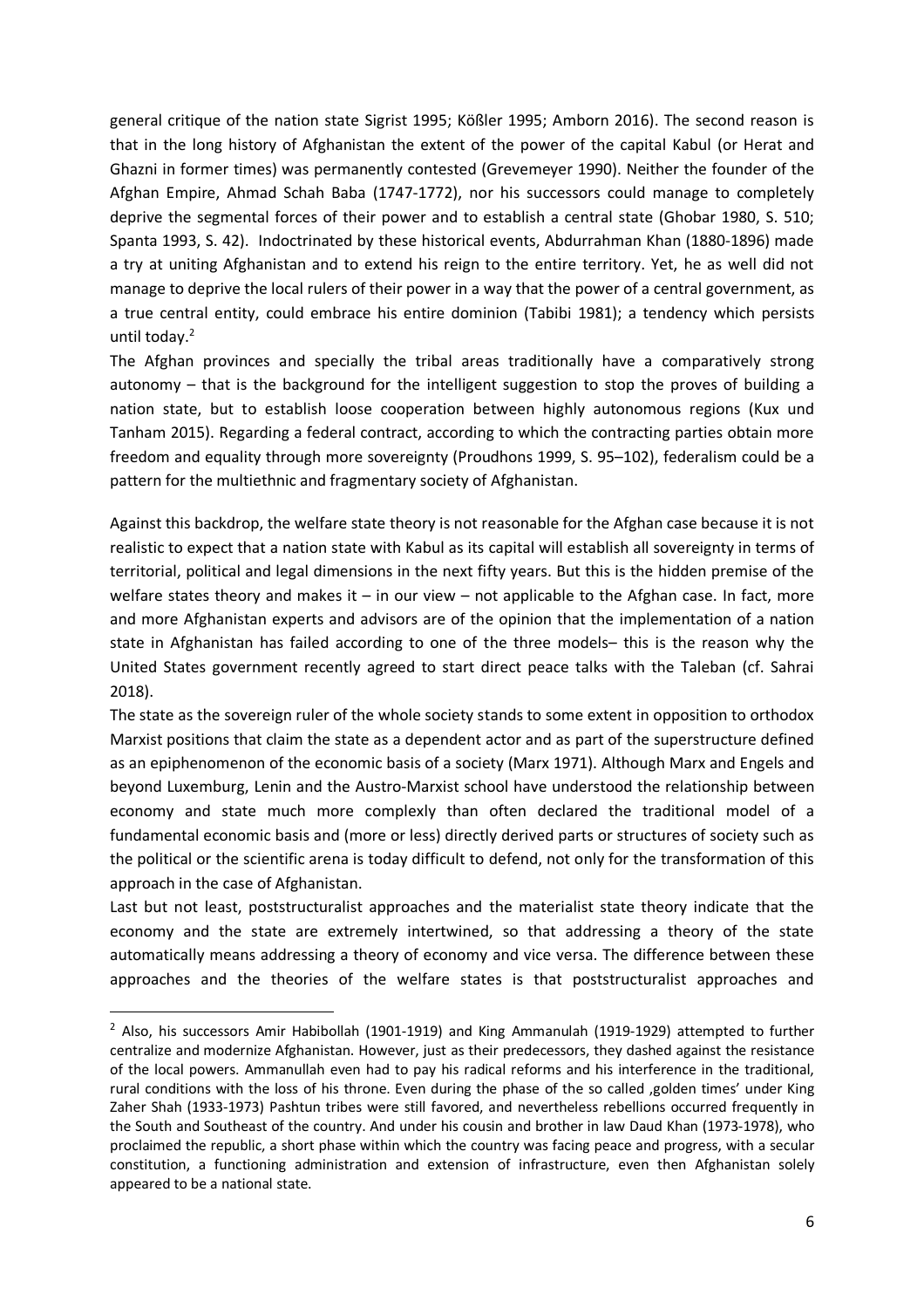general critique of the nation state Sigrist 1995; Kößler 1995; Amborn 2016). The second reason is that in the long history of Afghanistan the extent of the power of the capital Kabul (or Herat and Ghazni in former times) was permanently contested (Grevemeyer 1990). Neither the founder of the Afghan Empire, Ahmad Schah Baba (1747-1772), nor his successors could manage to completely deprive the segmental forces of their power and to establish a central state (Ghobar 1980, S. 510; Spanta 1993, S. 42). Indoctrinated by these historical events, Abdurrahman Khan (1880-1896) made a try at uniting Afghanistan and to extend his reign to the entire territory. Yet, he as well did not manage to deprive the local rulers of their power in a way that the power of a central government, as a true central entity, could embrace his entire dominion (Tabibi 1981); a tendency which persists until today.[2]

The Afghan provinces and specially the tribal areas traditionally have a comparatively strong autonomy – that is the background for the intelligent suggestion to stop the proves of building a nation state, but to establish loose cooperation between highly autonomous regions (Kux und Tanham 2015). Regarding a federal contract, according to which the contracting parties obtain more freedom and equality through more sovereignty (Proudhons 1999, S. 95–102), federalism could be a pattern for the multiethnic and fragmentary society of Afghanistan.

Against this backdrop, the welfare state theory is not reasonable for the Afghan case because it is not realistic to expect that a nation state with Kabul as its capital will establish all sovereignty in terms of territorial, political and legal dimensions in the next fifty years. But this is the hidden premise of the welfare states theory and makes it – in our view – not applicable to the Afghan case. In fact, more and more Afghanistan experts and advisors are of the opinion that the implementation of a nation state in Afghanistan has failed according to one of the three models– this is the reason why the United States government recently agreed to start direct peace talks with the Taleban (cf. Sahrai 2018).

The state as the sovereign ruler of the whole society stands to some extent in opposition to orthodox Marxist positions that claim the state as a dependent actor and as part of the superstructure defined as an epiphenomenon of the economic basis of a society (Marx 1971). Although Marx and Engels and beyond Luxemburg, Lenin and the Austro-Marxist school have understood the relationship between economy and state much more complexly than often declared the traditional model of a fundamental economic basis and (more or less) directly derived parts or structures of society such as the political or the scientific arena is today difficult to defend, not only for the transformation of this approach in the case of Afghanistan.

Last but not least, poststructuralist approaches and the materialist state theory indicate that the economy and the state are extremely intertwined, so that addressing a theory of the state automatically means addressing a theory of economy and vice versa. The difference between these approaches and the theories of the welfare states is that poststructuralist approaches and

---

[2] Also, his successors Amir Habibollah (1901-1919) and King Ammanulah (1919-1929) attempted to further centralize and modernize Afghanistan. However, just as their predecessors, they dashed against the resistance of the local powers. Ammanullah even had to pay his radical reforms and his interference in the traditional, rural conditions with the loss of his throne. Even during the phase of the so called ‚golden times' under King Zaher Shah (1933-1973) Pashtun tribes were still favored, and nevertheless rebellions occurred frequently in the South and Southeast of the country. And under his cousin and brother in law Daud Khan (1973-1978), who proclaimed the republic, a short phase within which the country was facing peace and progress, with a secular constitution, a functioning administration and extension of infrastructure, even then Afghanistan solely appeared to be a national state.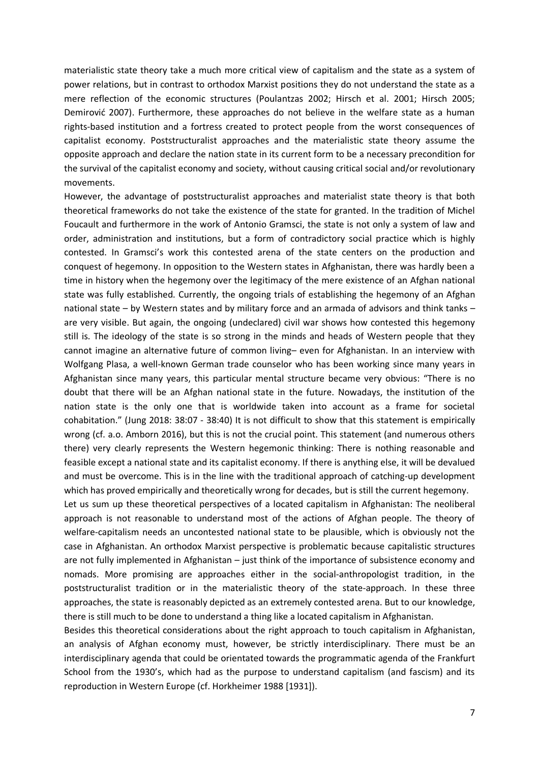materialistic state theory take a much more critical view of capitalism and the state as a system of power relations, but in contrast to orthodox Marxist positions they do not understand the state as a mere reflection of the economic structures (Poulantzas 2002; Hirsch et al. 2001; Hirsch 2005; Demirović 2007). Furthermore, these approaches do not believe in the welfare state as a human rights-based institution and a fortress created to protect people from the worst consequences of capitalist economy. Poststructuralist approaches and the materialistic state theory assume the opposite approach and declare the nation state in its current form to be a necessary precondition for the survival of the capitalist economy and society, without causing critical social and/or revolutionary movements.

However, the advantage of poststructuralist approaches and materialist state theory is that both theoretical frameworks do not take the existence of the state for granted. In the tradition of Michel Foucault and furthermore in the work of Antonio Gramsci, the state is not only a system of law and order, administration and institutions, but a form of contradictory social practice which is highly contested. In Gramsci's work this contested arena of the state centers on the production and conquest of hegemony. In opposition to the Western states in Afghanistan, there was hardly been a time in history when the hegemony over the legitimacy of the mere existence of an Afghan national state was fully established. Currently, the ongoing trials of establishing the hegemony of an Afghan national state – by Western states and by military force and an armada of advisors and think tanks – are very visible. But again, the ongoing (undeclared) civil war shows how contested this hegemony still is. The ideology of the state is so strong in the minds and heads of Western people that they cannot imagine an alternative future of common living– even for Afghanistan. In an interview with Wolfgang Plasa, a well-known German trade counselor who has been working since many years in Afghanistan since many years, this particular mental structure became very obvious: "There is no doubt that there will be an Afghan national state in the future. Nowadays, the institution of the nation state is the only one that is worldwide taken into account as a frame for societal cohabitation." (Jung 2018: 38:07 - 38:40) It is not difficult to show that this statement is empirically wrong (cf. a.o. Amborn 2016), but this is not the crucial point. This statement (and numerous others there) very clearly represents the Western hegemonic thinking: There is nothing reasonable and feasible except a national state and its capitalist economy. If there is anything else, it will be devalued and must be overcome. This is in the line with the traditional approach of catching-up development which has proved empirically and theoretically wrong for decades, but is still the current hegemony.

Let us sum up these theoretical perspectives of a located capitalism in Afghanistan: The neoliberal approach is not reasonable to understand most of the actions of Afghan people. The theory of welfare-capitalism needs an uncontested national state to be plausible, which is obviously not the case in Afghanistan. An orthodox Marxist perspective is problematic because capitalistic structures are not fully implemented in Afghanistan – just think of the importance of subsistence economy and nomads. More promising are approaches either in the social-anthropologist tradition, in the poststructuralist tradition or in the materialistic theory of the state-approach. In these three approaches, the state is reasonably depicted as an extremely contested arena. But to our knowledge, there is still much to be done to understand a thing like a located capitalism in Afghanistan.

Besides this theoretical considerations about the right approach to touch capitalism in Afghanistan, an analysis of Afghan economy must, however, be strictly interdisciplinary. There must be an interdisciplinary agenda that could be orientated towards the programmatic agenda of the Frankfurt School from the 1930's, which had as the purpose to understand capitalism (and fascism) and its reproduction in Western Europe (cf. Horkheimer 1988 [1931]).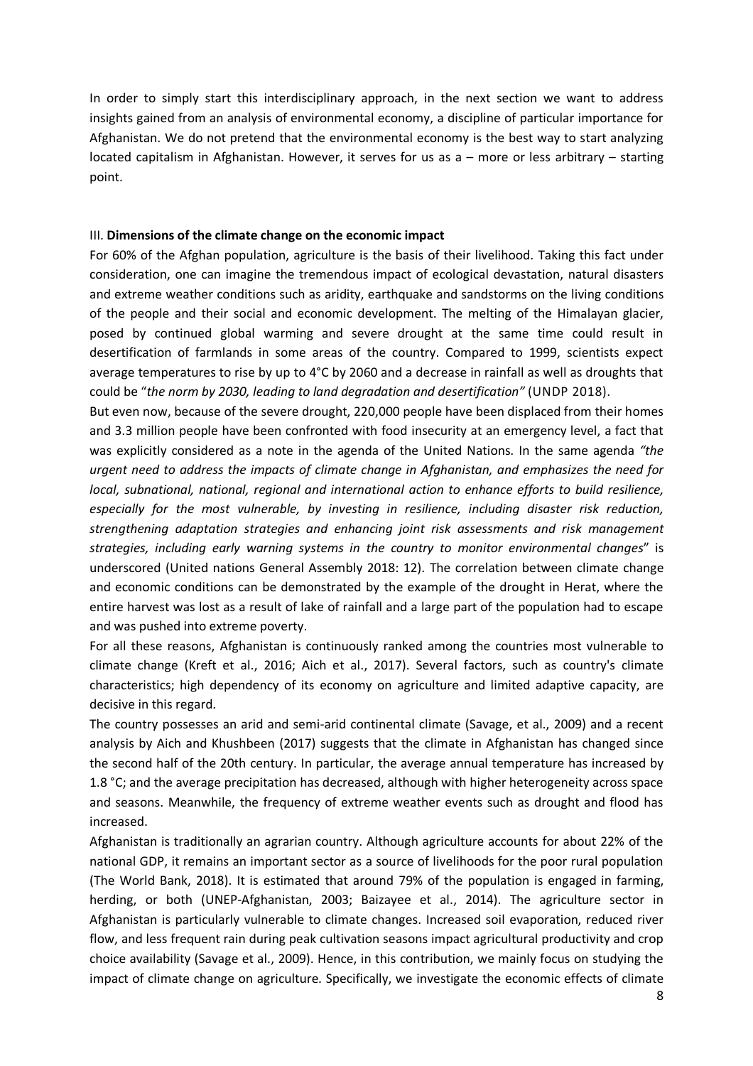In order to simply start this interdisciplinary approach, in the next section we want to address insights gained from an analysis of environmental economy, a discipline of particular importance for Afghanistan. We do not pretend that the environmental economy is the best way to start analyzing located capitalism in Afghanistan. However, it serves for us as a – more or less arbitrary – starting point.

## III. **Dimensions of the climate change on the economic impact**

For 60% of the Afghan population, agriculture is the basis of their livelihood. Taking this fact under consideration, one can imagine the tremendous impact of ecological devastation, natural disasters and extreme weather conditions such as aridity, earthquake and sandstorms on the living conditions of the people and their social and economic development. The melting of the Himalayan glacier, posed by continued global warming and severe drought at the same time could result in desertification of farmlands in some areas of the country. Compared to 1999, scientists expect average temperatures to rise by up to 4°C by 2060 and a decrease in rainfall as well as droughts that could be "*the norm by 2030, leading to land degradation and desertification"* (UNDP 2018).

But even now, because of the severe drought, 220,000 people have been displaced from their homes and 3.3 million people have been confronted with food insecurity at an emergency level, a fact that was explicitly considered as a note in the agenda of the United Nations. In the same agenda *"the urgent need to address the impacts of climate change in Afghanistan, and emphasizes the need for local, subnational, national, regional and international action to enhance efforts to build resilience, especially for the most vulnerable, by investing in resilience, including disaster risk reduction, strengthening adaptation strategies and enhancing joint risk assessments and risk management strategies, including early warning systems in the country to monitor environmental changes*" is underscored (United nations General Assembly 2018: 12). The correlation between climate change and economic conditions can be demonstrated by the example of the drought in Herat, where the entire harvest was lost as a result of lake of rainfall and a large part of the population had to escape and was pushed into extreme poverty.

For all these reasons, Afghanistan is continuously ranked among the countries most vulnerable to climate change (Kreft et al., 2016; Aich et al., 2017). Several factors, such as country's climate characteristics; high dependency of its economy on agriculture and limited adaptive capacity, are decisive in this regard.

The country possesses an arid and semi-arid continental climate (Savage, et al., 2009) and a recent analysis by Aich and Khushbeen (2017) suggests that the climate in Afghanistan has changed since the second half of the 20th century. In particular, the average annual temperature has increased by 1.8 °C; and the average precipitation has decreased, although with higher heterogeneity across space and seasons. Meanwhile, the frequency of extreme weather events such as drought and flood has increased.

Afghanistan is traditionally an agrarian country. Although agriculture accounts for about 22% of the national GDP, it remains an important sector as a source of livelihoods for the poor rural population (The World Bank, 2018). It is estimated that around 79% of the population is engaged in farming, herding, or both (UNEP-Afghanistan, 2003; Baizayee et al., 2014). The agriculture sector in Afghanistan is particularly vulnerable to climate changes. Increased soil evaporation, reduced river flow, and less frequent rain during peak cultivation seasons impact agricultural productivity and crop choice availability (Savage et al., 2009). Hence, in this contribution, we mainly focus on studying the impact of climate change on agriculture. Specifically, we investigate the economic effects of climate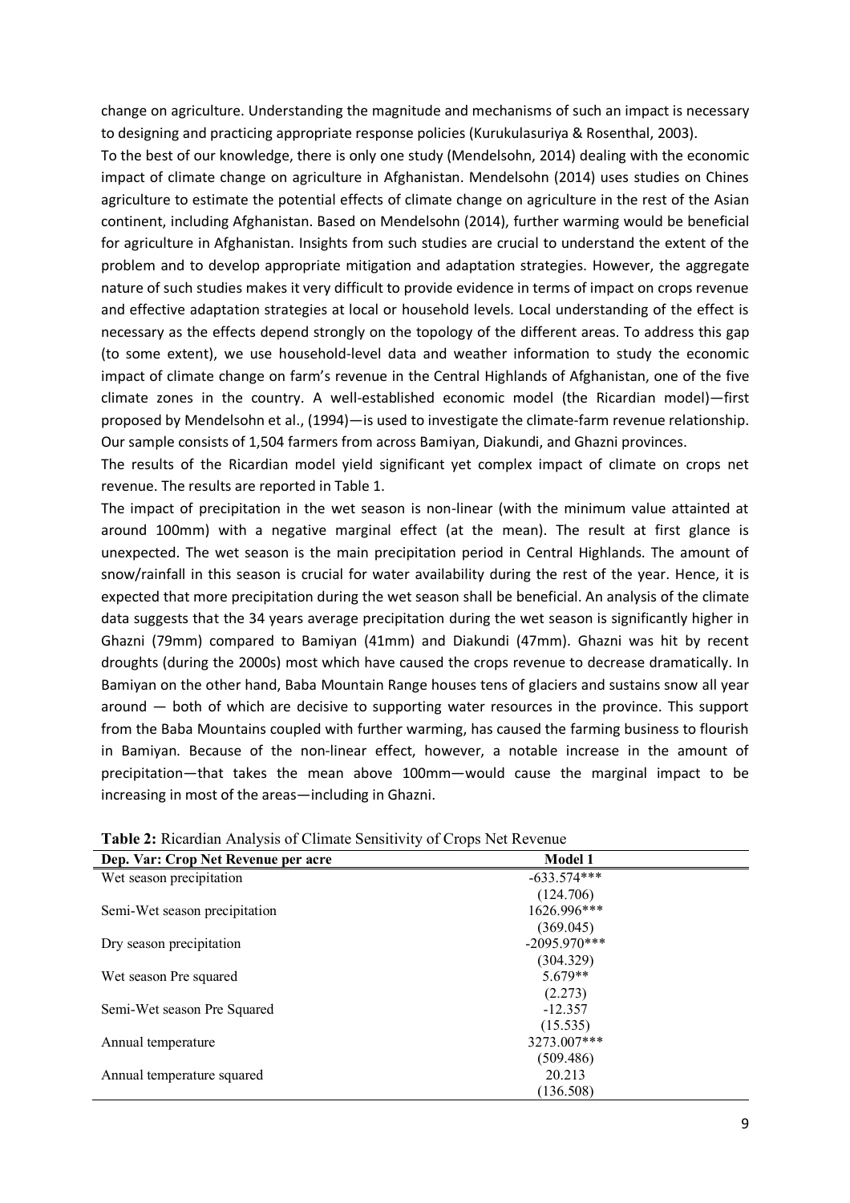change on agriculture. Understanding the magnitude and mechanisms of such an impact is necessary to designing and practicing appropriate response policies (Kurukulasuriya & Rosenthal, 2003).

To the best of our knowledge, there is only one study (Mendelsohn, 2014) dealing with the economic impact of climate change on agriculture in Afghanistan. Mendelsohn (2014) uses studies on Chines agriculture to estimate the potential effects of climate change on agriculture in the rest of the Asian continent, including Afghanistan. Based on Mendelsohn (2014), further warming would be beneficial for agriculture in Afghanistan. Insights from such studies are crucial to understand the extent of the problem and to develop appropriate mitigation and adaptation strategies. However, the aggregate nature of such studies makes it very difficult to provide evidence in terms of impact on crops revenue and effective adaptation strategies at local or household levels. Local understanding of the effect is necessary as the effects depend strongly on the topology of the different areas. To address this gap (to some extent), we use household-level data and weather information to study the economic impact of climate change on farm's revenue in the Central Highlands of Afghanistan, one of the five climate zones in the country. A well-established economic model (the Ricardian model)—first proposed by Mendelsohn et al., (1994)—is used to investigate the climate-farm revenue relationship. Our sample consists of 1,504 farmers from across Bamiyan, Diakundi, and Ghazni provinces.

The results of the Ricardian model yield significant yet complex impact of climate on crops net revenue. The results are reported in Table 1.

The impact of precipitation in the wet season is non-linear (with the minimum value attainted at around 100mm) with a negative marginal effect (at the mean). The result at first glance is unexpected. The wet season is the main precipitation period in Central Highlands. The amount of snow/rainfall in this season is crucial for water availability during the rest of the year. Hence, it is expected that more precipitation during the wet season shall be beneficial. An analysis of the climate data suggests that the 34 years average precipitation during the wet season is significantly higher in Ghazni (79mm) compared to Bamiyan (41mm) and Diakundi (47mm). Ghazni was hit by recent droughts (during the 2000s) most which have caused the crops revenue to decrease dramatically. In Bamiyan on the other hand, Baba Mountain Range houses tens of glaciers and sustains snow all year around — both of which are decisive to supporting water resources in the province. This support from the Baba Mountains coupled with further warming, has caused the farming business to flourish in Bamiyan. Because of the non-linear effect, however, a notable increase in the amount of precipitation—that takes the mean above 100mm—would cause the marginal impact to be increasing in most of the areas—including in Ghazni.

**Table 2:** Ricardian Analysis of Climate Sensitivity of Crops Net Revenue

| Dep. Var: Crop Net Revenue per acre | Model 1 |
|---|---|
| Wet season precipitation | -633.574*** |
| | (124.706) |
| Semi-Wet season precipitation | 1626.996*** |
| | (369.045) |
| Dry season precipitation | -2095.970*** |
| | (304.329) |
| Wet season Pre squared | 5.679** |
| | (2.273) |
| Semi-Wet season Pre Squared | -12.357 |
| | (15.535) |
| Annual temperature | 3273.007*** |
| | (509.486) |
| Annual temperature squared | 20.213 |
| | (136.508) |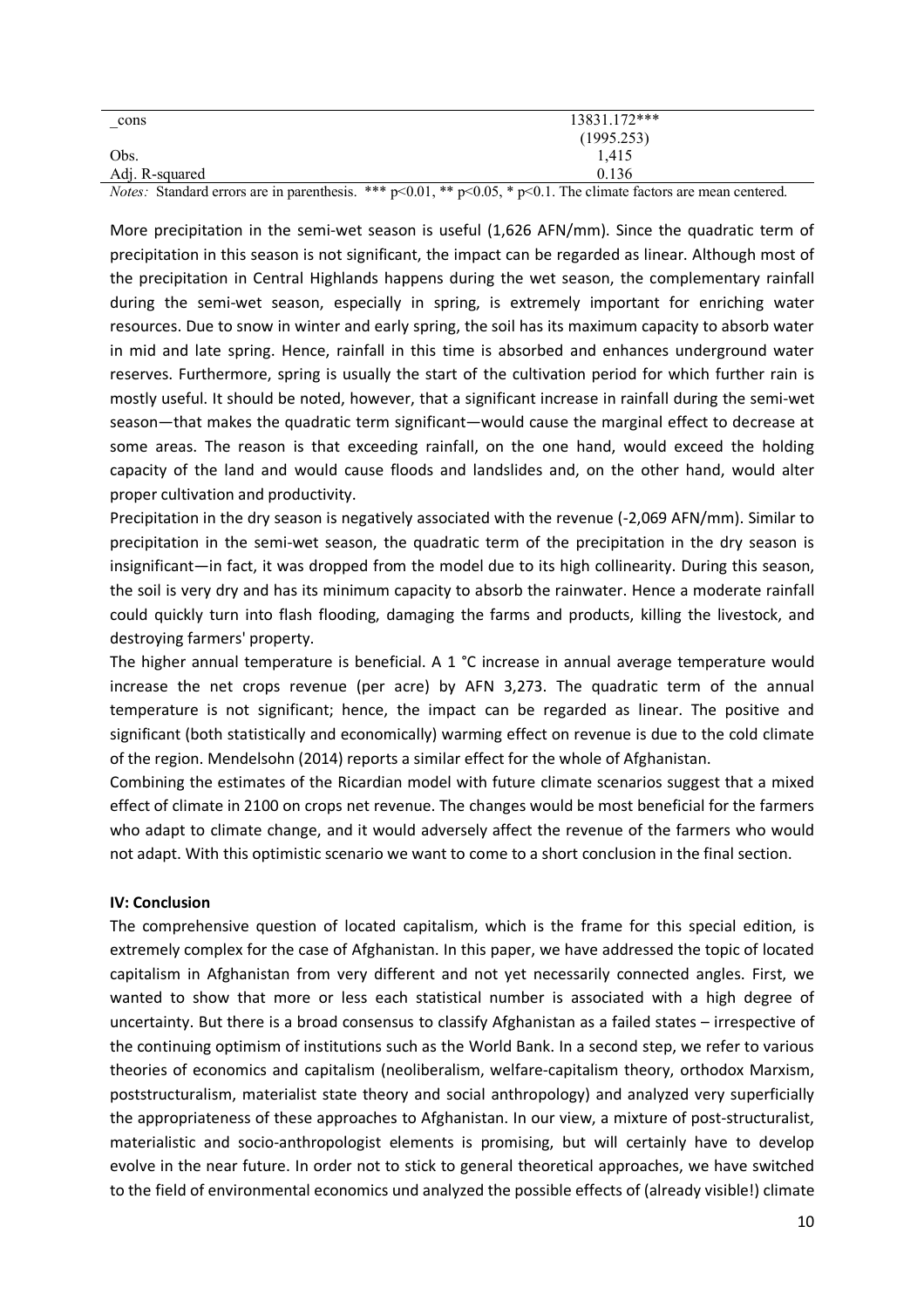| | |
|---|---|
| _cons | 13831.172*** |
| | (1995.253) |
| Obs. | 1,415 |
| Adj. R-squared | 0.136 |

*Notes:* Standard errors are in parenthesis. *** p<0.01, ** p<0.05, * p<0.1. The climate factors are mean centered.

More precipitation in the semi-wet season is useful (1,626 AFN/mm). Since the quadratic term of precipitation in this season is not significant, the impact can be regarded as linear. Although most of the precipitation in Central Highlands happens during the wet season, the complementary rainfall during the semi-wet season, especially in spring, is extremely important for enriching water resources. Due to snow in winter and early spring, the soil has its maximum capacity to absorb water in mid and late spring. Hence, rainfall in this time is absorbed and enhances underground water reserves. Furthermore, spring is usually the start of the cultivation period for which further rain is mostly useful. It should be noted, however, that a significant increase in rainfall during the semi-wet season—that makes the quadratic term significant—would cause the marginal effect to decrease at some areas. The reason is that exceeding rainfall, on the one hand, would exceed the holding capacity of the land and would cause floods and landslides and, on the other hand, would alter proper cultivation and productivity.

Precipitation in the dry season is negatively associated with the revenue (-2,069 AFN/mm). Similar to precipitation in the semi-wet season, the quadratic term of the precipitation in the dry season is insignificant—in fact, it was dropped from the model due to its high collinearity. During this season, the soil is very dry and has its minimum capacity to absorb the rainwater. Hence a moderate rainfall could quickly turn into flash flooding, damaging the farms and products, killing the livestock, and destroying farmers' property.

The higher annual temperature is beneficial. A 1 °C increase in annual average temperature would increase the net crops revenue (per acre) by AFN 3,273. The quadratic term of the annual temperature is not significant; hence, the impact can be regarded as linear. The positive and significant (both statistically and economically) warming effect on revenue is due to the cold climate of the region. Mendelsohn (2014) reports a similar effect for the whole of Afghanistan.

Combining the estimates of the Ricardian model with future climate scenarios suggest that a mixed effect of climate in 2100 on crops net revenue. The changes would be most beneficial for the farmers who adapt to climate change, and it would adversely affect the revenue of the farmers who would not adapt. With this optimistic scenario we want to come to a short conclusion in the final section.

## IV: Conclusion

The comprehensive question of located capitalism, which is the frame for this special edition, is extremely complex for the case of Afghanistan. In this paper, we have addressed the topic of located capitalism in Afghanistan from very different and not yet necessarily connected angles. First, we wanted to show that more or less each statistical number is associated with a high degree of uncertainty. But there is a broad consensus to classify Afghanistan as a failed states – irrespective of the continuing optimism of institutions such as the World Bank. In a second step, we refer to various theories of economics and capitalism (neoliberalism, welfare-capitalism theory, orthodox Marxism, poststructuralism, materialist state theory and social anthropology) and analyzed very superficially the appropriateness of these approaches to Afghanistan. In our view, a mixture of post-structuralist, materialistic and socio-anthropologist elements is promising, but will certainly have to develop evolve in the near future. In order not to stick to general theoretical approaches, we have switched to the field of environmental economics und analyzed the possible effects of (already visible!) climate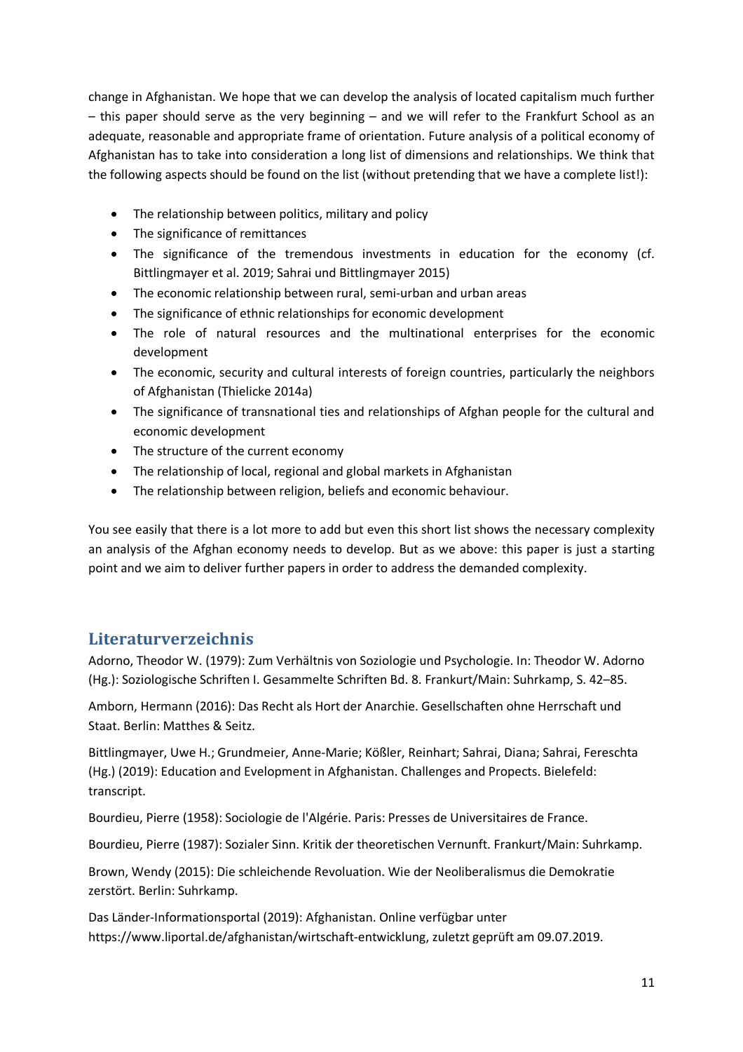change in Afghanistan. We hope that we can develop the analysis of located capitalism much further – this paper should serve as the very beginning – and we will refer to the Frankfurt School as an adequate, reasonable and appropriate frame of orientation. Future analysis of a political economy of Afghanistan has to take into consideration a long list of dimensions and relationships. We think that the following aspects should be found on the list (without pretending that we have a complete list!):

- The relationship between politics, military and policy
- The significance of remittances
- The significance of the tremendous investments in education for the economy (cf. Bittlingmayer et al. 2019; Sahrai und Bittlingmayer 2015)
- The economic relationship between rural, semi-urban and urban areas
- The significance of ethnic relationships for economic development
- The role of natural resources and the multinational enterprises for the economic development
- The economic, security and cultural interests of foreign countries, particularly the neighbors of Afghanistan (Thielicke 2014a)
- The significance of transnational ties and relationships of Afghan people for the cultural and economic development
- The structure of the current economy
- The relationship of local, regional and global markets in Afghanistan
- The relationship between religion, beliefs and economic behaviour.

You see easily that there is a lot more to add but even this short list shows the necessary complexity an analysis of the Afghan economy needs to develop. But as we above: this paper is just a starting point and we aim to deliver further papers in order to address the demanded complexity.

## Literaturverzeichnis

Adorno, Theodor W. (1979): Zum Verhältnis von Soziologie und Psychologie. In: Theodor W. Adorno (Hg.): Soziologische Schriften I. Gesammelte Schriften Bd. 8. Frankfurt/Main: Suhrkamp, S. 42–85.

Amborn, Hermann (2016): Das Recht als Hort der Anarchie. Gesellschaften ohne Herrschaft und Staat. Berlin: Matthes & Seitz.

Bittlingmayer, Uwe H.; Grundmeier, Anne-Marie; Kößler, Reinhart; Sahrai, Diana; Sahrai, Fereschta (Hg.) (2019): Education and Evelopment in Afghanistan. Challenges and Propects. Bielefeld: transcript.

Bourdieu, Pierre (1958): Sociologie de l'Algérie. Paris: Presses de Universitaires de France.

Bourdieu, Pierre (1987): Sozialer Sinn. Kritik der theoretischen Vernunft. Frankfurt/Main: Suhrkamp.

Brown, Wendy (2015): Die schleichende Revoluation. Wie der Neoliberalismus die Demokratie zerstört. Berlin: Suhrkamp.

Das Länder-Informationsportal (2019): Afghanistan. Online verfügbar unter https://www.liportal.de/afghanistan/wirtschaft-entwicklung, zuletzt geprüft am 09.07.2019.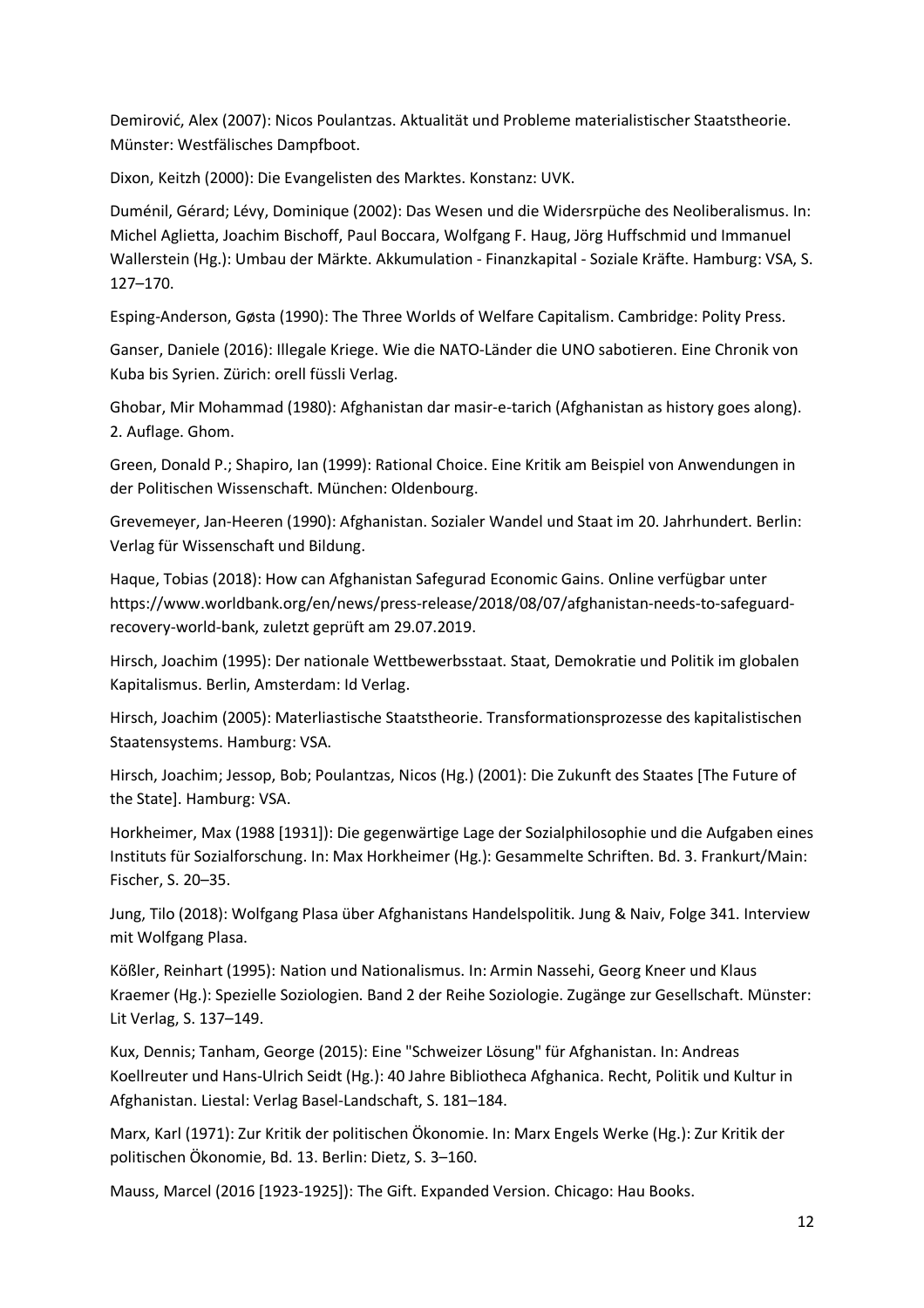Demirović, Alex (2007): Nicos Poulantzas. Aktualität und Probleme materialistischer Staatstheorie. Münster: Westfälisches Dampfboot.

Dixon, Keitzh (2000): Die Evangelisten des Marktes. Konstanz: UVK.

Duménil, Gérard; Lévy, Dominique (2002): Das Wesen und die Widersrpüche des Neoliberalismus. In: Michel Aglietta, Joachim Bischoff, Paul Boccara, Wolfgang F. Haug, Jörg Huffschmid und Immanuel Wallerstein (Hg.): Umbau der Märkte. Akkumulation - Finanzkapital - Soziale Kräfte. Hamburg: VSA, S. 127–170.

Esping-Anderson, Gøsta (1990): The Three Worlds of Welfare Capitalism. Cambridge: Polity Press.

Ganser, Daniele (2016): Illegale Kriege. Wie die NATO-Länder die UNO sabotieren. Eine Chronik von Kuba bis Syrien. Zürich: orell füssli Verlag.

Ghobar, Mir Mohammad (1980): Afghanistan dar masir-e-tarich (Afghanistan as history goes along). 2. Auflage. Ghom.

Green, Donald P.; Shapiro, Ian (1999): Rational Choice. Eine Kritik am Beispiel von Anwendungen in der Politischen Wissenschaft. München: Oldenbourg.

Grevemeyer, Jan-Heeren (1990): Afghanistan. Sozialer Wandel und Staat im 20. Jahrhundert. Berlin: Verlag für Wissenschaft und Bildung.

Haque, Tobias (2018): How can Afghanistan Safegurad Economic Gains. Online verfügbar unter https://www.worldbank.org/en/news/press-release/2018/08/07/afghanistan-needs-to-safeguard-recovery-world-bank, zuletzt geprüft am 29.07.2019.

Hirsch, Joachim (1995): Der nationale Wettbewerbsstaat. Staat, Demokratie und Politik im globalen Kapitalismus. Berlin, Amsterdam: Id Verlag.

Hirsch, Joachim (2005): Materliastische Staatstheorie. Transformationsprozesse des kapitalistischen Staatensystems. Hamburg: VSA.

Hirsch, Joachim; Jessop, Bob; Poulantzas, Nicos (Hg.) (2001): Die Zukunft des Staates [The Future of the State]. Hamburg: VSA.

Horkheimer, Max (1988 [1931]): Die gegenwärtige Lage der Sozialphilosophie und die Aufgaben eines Instituts für Sozialforschung. In: Max Horkheimer (Hg.): Gesammelte Schriften. Bd. 3. Frankurt/Main: Fischer, S. 20–35.

Jung, Tilo (2018): Wolfgang Plasa über Afghanistans Handelspolitik. Jung & Naiv, Folge 341. Interview mit Wolfgang Plasa.

Kößler, Reinhart (1995): Nation und Nationalismus. In: Armin Nassehi, Georg Kneer und Klaus Kraemer (Hg.): Spezielle Soziologien. Band 2 der Reihe Soziologie. Zugänge zur Gesellschaft. Münster: Lit Verlag, S. 137–149.

Kux, Dennis; Tanham, George (2015): Eine "Schweizer Lösung" für Afghanistan. In: Andreas Koellreuter und Hans-Ulrich Seidt (Hg.): 40 Jahre Bibliotheca Afghanica. Recht, Politik und Kultur in Afghanistan. Liestal: Verlag Basel-Landschaft, S. 181–184.

Marx, Karl (1971): Zur Kritik der politischen Ökonomie. In: Marx Engels Werke (Hg.): Zur Kritik der politischen Ökonomie, Bd. 13. Berlin: Dietz, S. 3–160.

Mauss, Marcel (2016 [1923-1925]): The Gift. Expanded Version. Chicago: Hau Books.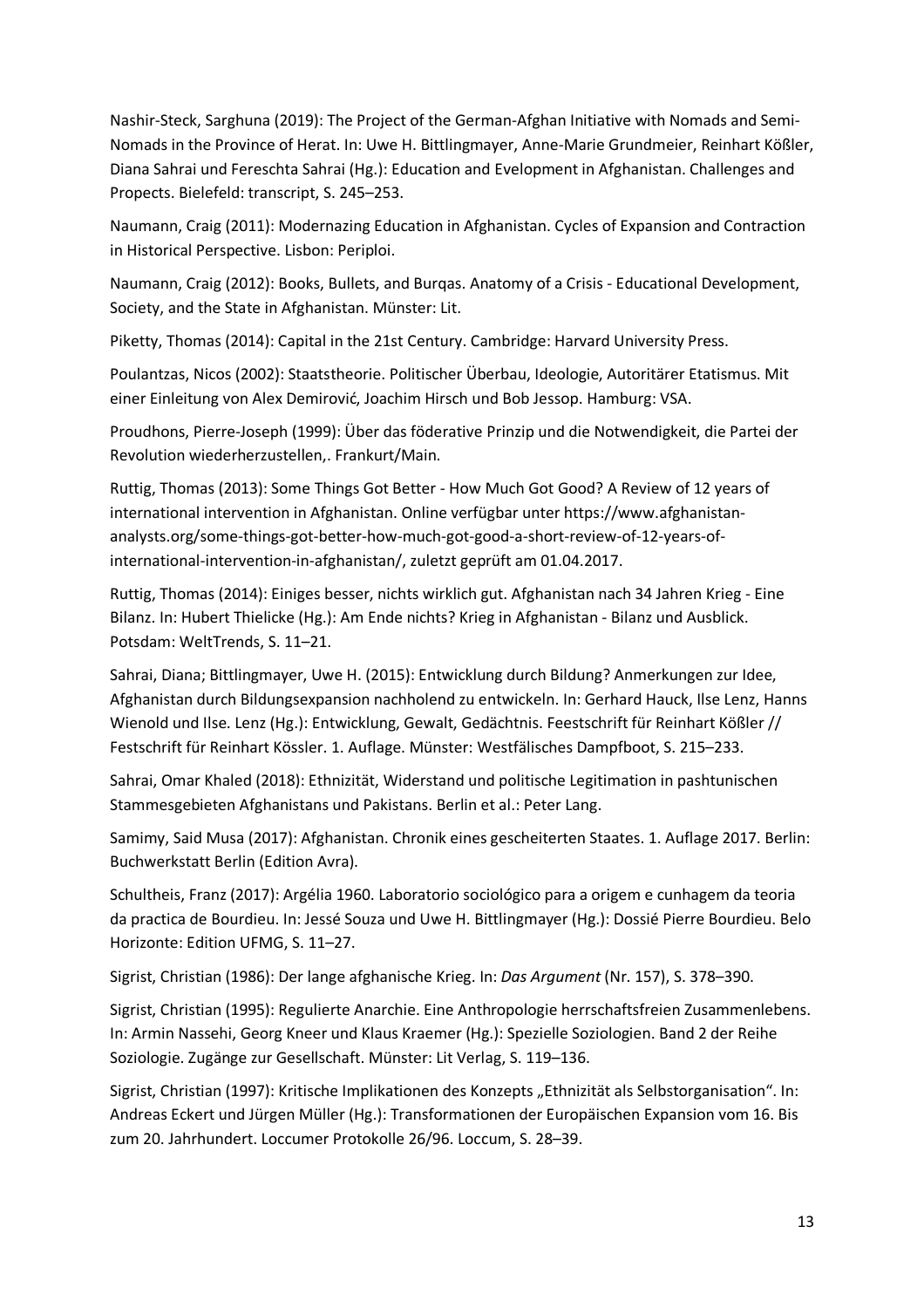Nashir-Steck, Sarghuna (2019): The Project of the German-Afghan Initiative with Nomads and Semi-Nomads in the Province of Herat. In: Uwe H. Bittlingmayer, Anne-Marie Grundmeier, Reinhart Kößler, Diana Sahrai und Fereschta Sahrai (Hg.): Education and Evelopment in Afghanistan. Challenges and Propects. Bielefeld: transcript, S. 245–253.

Naumann, Craig (2011): Modernazing Education in Afghanistan. Cycles of Expansion and Contraction in Historical Perspective. Lisbon: Periploi.

Naumann, Craig (2012): Books, Bullets, and Burqas. Anatomy of a Crisis - Educational Development, Society, and the State in Afghanistan. Münster: Lit.

Piketty, Thomas (2014): Capital in the 21st Century. Cambridge: Harvard University Press.

Poulantzas, Nicos (2002): Staatstheorie. Politischer Überbau, Ideologie, Autoritärer Etatismus. Mit einer Einleitung von Alex Demirović, Joachim Hirsch und Bob Jessop. Hamburg: VSA.

Proudhons, Pierre-Joseph (1999): Über das föderative Prinzip und die Notwendigkeit, die Partei der Revolution wiederherzustellen,. Frankurt/Main.

Ruttig, Thomas (2013): Some Things Got Better - How Much Got Good? A Review of 12 years of international intervention in Afghanistan. Online verfügbar unter https://www.afghanistan-analysts.org/some-things-got-better-how-much-got-good-a-short-review-of-12-years-of-international-intervention-in-afghanistan/, zuletzt geprüft am 01.04.2017.

Ruttig, Thomas (2014): Einiges besser, nichts wirklich gut. Afghanistan nach 34 Jahren Krieg - Eine Bilanz. In: Hubert Thielicke (Hg.): Am Ende nichts? Krieg in Afghanistan - Bilanz und Ausblick. Potsdam: WeltTrends, S. 11–21.

Sahrai, Diana; Bittlingmayer, Uwe H. (2015): Entwicklung durch Bildung? Anmerkungen zur Idee, Afghanistan durch Bildungsexpansion nachholend zu entwickeln. In: Gerhard Hauck, Ilse Lenz, Hanns Wienold und Ilse. Lenz (Hg.): Entwicklung, Gewalt, Gedächtnis. Feestschrift für Reinhart Kößler // Festschrift für Reinhart Kössler. 1. Auflage. Münster: Westfälisches Dampfboot, S. 215–233.

Sahrai, Omar Khaled (2018): Ethnizität, Widerstand und politische Legitimation in pashtunischen Stammesgebieten Afghanistans und Pakistans. Berlin et al.: Peter Lang.

Samimy, Said Musa (2017): Afghanistan. Chronik eines gescheiterten Staates. 1. Auflage 2017. Berlin: Buchwerkstatt Berlin (Edition Avra).

Schultheis, Franz (2017): Argélia 1960. Laboratorio sociológico para a origem e cunhagem da teoria da practica de Bourdieu. In: Jessé Souza und Uwe H. Bittlingmayer (Hg.): Dossié Pierre Bourdieu. Belo Horizonte: Edition UFMG, S. 11–27.

Sigrist, Christian (1986): Der lange afghanische Krieg. In: *Das Argument* (Nr. 157), S. 378–390.

Sigrist, Christian (1995): Regulierte Anarchie. Eine Anthropologie herrschaftsfreien Zusammenlebens. In: Armin Nassehi, Georg Kneer und Klaus Kraemer (Hg.): Spezielle Soziologien. Band 2 der Reihe Soziologie. Zugänge zur Gesellschaft. Münster: Lit Verlag, S. 119–136.

Sigrist, Christian (1997): Kritische Implikationen des Konzepts „Ethnizität als Selbstorganisation". In: Andreas Eckert und Jürgen Müller (Hg.): Transformationen der Europäischen Expansion vom 16. Bis zum 20. Jahrhundert. Loccumer Protokolle 26/96. Loccum, S. 28–39.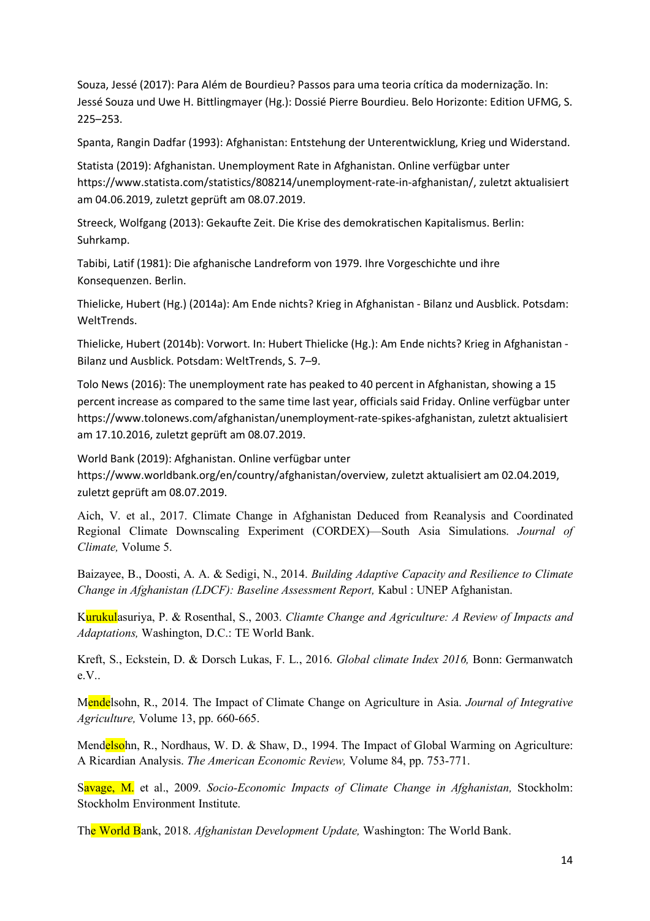Souza, Jessé (2017): Para Além de Bourdieu? Passos para uma teoria crítica da modernização. In: Jessé Souza und Uwe H. Bittlingmayer (Hg.): Dossié Pierre Bourdieu. Belo Horizonte: Edition UFMG, S. 225–253.

Spanta, Rangin Dadfar (1993): Afghanistan: Entstehung der Unterentwicklung, Krieg und Widerstand.

Statista (2019): Afghanistan. Unemployment Rate in Afghanistan. Online verfügbar unter https://www.statista.com/statistics/808214/unemployment-rate-in-afghanistan/, zuletzt aktualisiert am 04.06.2019, zuletzt geprüft am 08.07.2019.

Streeck, Wolfgang (2013): Gekaufte Zeit. Die Krise des demokratischen Kapitalismus. Berlin: Suhrkamp.

Tabibi, Latif (1981): Die afghanische Landreform von 1979. Ihre Vorgeschichte und ihre Konsequenzen. Berlin.

Thielicke, Hubert (Hg.) (2014a): Am Ende nichts? Krieg in Afghanistan - Bilanz und Ausblick. Potsdam: WeltTrends.

Thielicke, Hubert (2014b): Vorwort. In: Hubert Thielicke (Hg.): Am Ende nichts? Krieg in Afghanistan - Bilanz und Ausblick. Potsdam: WeltTrends, S. 7–9.

Tolo News (2016): The unemployment rate has peaked to 40 percent in Afghanistan, showing a 15 percent increase as compared to the same time last year, officials said Friday. Online verfügbar unter https://www.tolonews.com/afghanistan/unemployment-rate-spikes-afghanistan, zuletzt aktualisiert am 17.10.2016, zuletzt geprüft am 08.07.2019.

World Bank (2019): Afghanistan. Online verfügbar unter https://www.worldbank.org/en/country/afghanistan/overview, zuletzt aktualisiert am 02.04.2019, zuletzt geprüft am 08.07.2019.

Aich, V. et al., 2017. Climate Change in Afghanistan Deduced from Reanalysis and Coordinated Regional Climate Downscaling Experiment (CORDEX)—South Asia Simulations. *Journal of Climate,* Volume 5.

Baizayee, B., Doosti, A. A. & Sedigi, N., 2014. *Building Adaptive Capacity and Resilience to Climate Change in Afghanistan (LDCF): Baseline Assessment Report,* Kabul : UNEP Afghanistan.

Kurukulasuriya, P. & Rosenthal, S., 2003. *Cliamte Change and Agriculture: A Review of Impacts and Adaptations,* Washington, D.C.: TE World Bank.

Kreft, S., Eckstein, D. & Dorsch Lukas, F. L., 2016. *Global climate Index 2016,* Bonn: Germanwatch e.V..

Mendelsohn, R., 2014. The Impact of Climate Change on Agriculture in Asia. *Journal of Integrative Agriculture,* Volume 13, pp. 660-665.

Mendelsohn, R., Nordhaus, W. D. & Shaw, D., 1994. The Impact of Global Warming on Agriculture: A Ricardian Analysis. *The American Economic Review,* Volume 84, pp. 753-771.

Savage, M. et al., 2009. *Socio-Economic Impacts of Climate Change in Afghanistan,* Stockholm: Stockholm Environment Institute.

The World Bank, 2018. *Afghanistan Development Update,* Washington: The World Bank.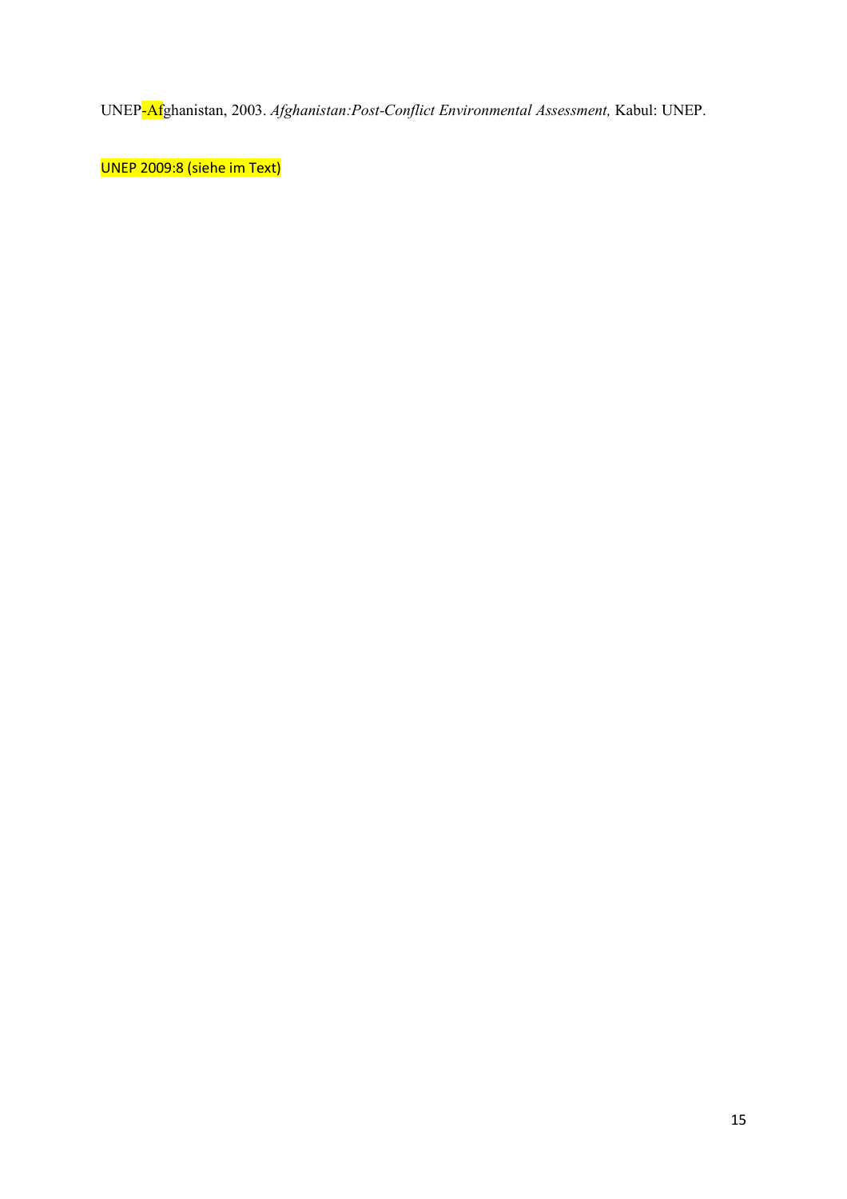UNEP-Afghanistan, 2003. *Afghanistan:Post-Conflict Environmental Assessment,* Kabul: UNEP.

UNEP 2009:8 (siehe im Text)